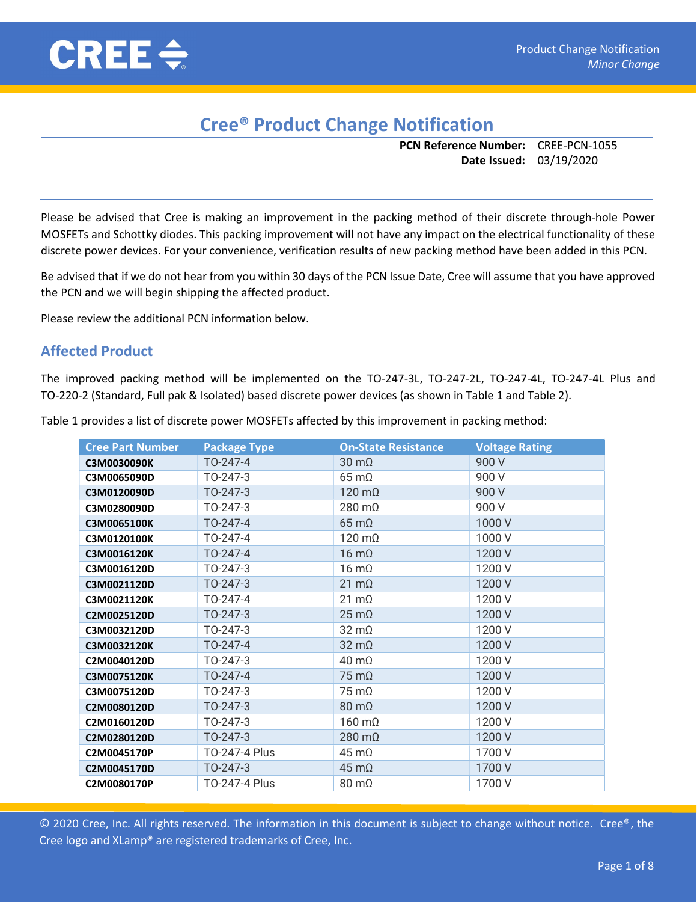# Cree® Product Change Notification

**PCN Reference Number:** CREE-PCN-1055
**Date Issued:** 03/19/2020

Please be advised that Cree is making an improvement in the packing method of their discrete through-hole Power MOSFETs and Schottky diodes. This packing improvement will not have any impact on the electrical functionality of these discrete power devices. For your convenience, verification results of new packing method have been added in this PCN.

Be advised that if we do not hear from you within 30 days of the PCN Issue Date, Cree will assume that you have approved the PCN and we will begin shipping the affected product.

Please review the additional PCN information below.

## Affected Product

The improved packing method will be implemented on the TO-247-3L, TO-247-2L, TO-247-4L, TO-247-4L Plus and TO-220-2 (Standard, Full pak & Isolated) based discrete power devices (as shown in Table 1 and Table 2).

Table 1 provides a list of discrete power MOSFETs affected by this improvement in packing method:

| Cree Part Number | Package Type | On-State Resistance | Voltage Rating |
|---|---|---|---|
| **C3M0030090K** | TO-247-4 | 30 mΩ | 900 V |
| **C3M0065090D** | TO-247-3 | 65 mΩ | 900 V |
| **C3M0120090D** | TO-247-3 | 120 mΩ | 900 V |
| **C3M0280090D** | TO-247-3 | 280 mΩ | 900 V |
| **C3M0065100K** | TO-247-4 | 65 mΩ | 1000 V |
| **C3M0120100K** | TO-247-4 | 120 mΩ | 1000 V |
| **C3M0016120K** | TO-247-4 | 16 mΩ | 1200 V |
| **C3M0016120D** | TO-247-3 | 16 mΩ | 1200 V |
| **C3M0021120D** | TO-247-3 | 21 mΩ | 1200 V |
| **C3M0021120K** | TO-247-4 | 21 mΩ | 1200 V |
| **C2M0025120D** | TO-247-3 | 25 mΩ | 1200 V |
| **C3M0032120D** | TO-247-3 | 32 mΩ | 1200 V |
| **C3M0032120K** | TO-247-4 | 32 mΩ | 1200 V |
| **C2M0040120D** | TO-247-3 | 40 mΩ | 1200 V |
| **C3M0075120K** | TO-247-4 | 75 mΩ | 1200 V |
| **C3M0075120D** | TO-247-3 | 75 mΩ | 1200 V |
| **C2M0080120D** | TO-247-3 | 80 mΩ | 1200 V |
| **C2M0160120D** | TO-247-3 | 160 mΩ | 1200 V |
| **C2M0280120D** | TO-247-3 | 280 mΩ | 1200 V |
| **C2M0045170P** | TO-247-4 Plus | 45 mΩ | 1700 V |
| **C2M0045170D** | TO-247-3 | 45 mΩ | 1700 V |
| **C2M0080170P** | TO-247-4 Plus | 80 mΩ | 1700 V |

© 2020 Cree, Inc. All rights reserved. The information in this document is subject to change without notice. Cree®, the Cree logo and XLamp® are registered trademarks of Cree, Inc.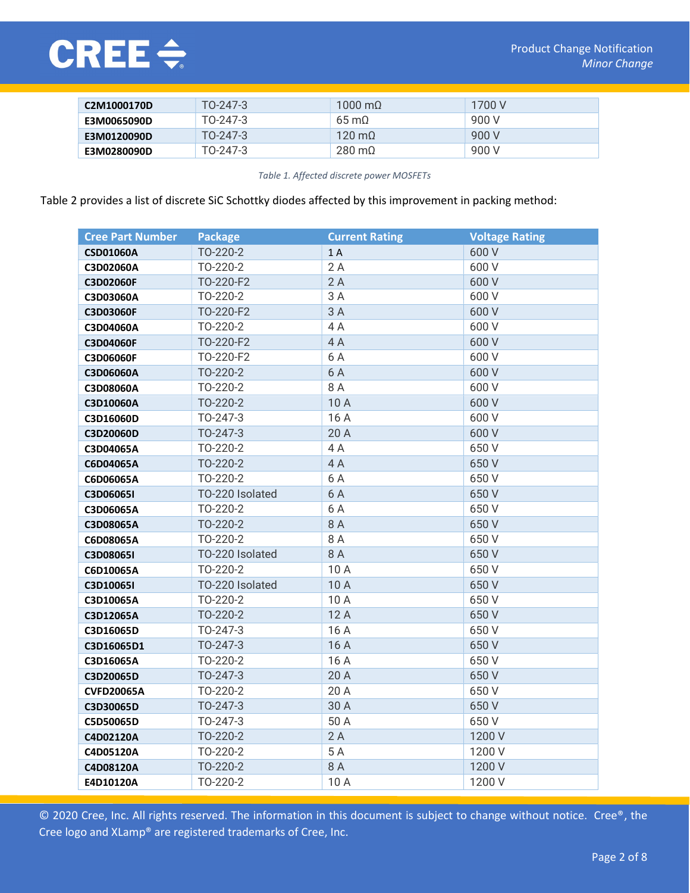| C2M1000170D | TO-247-3 | 1000 mΩ | 1700 V |
|---|---|---|---|
| E3M0065090D | TO-247-3 | 65 mΩ | 900 V |
| E3M0120090D | TO-247-3 | 120 mΩ | 900 V |
| E3M0280090D | TO-247-3 | 280 mΩ | 900 V |

*Table 1. Affected discrete power MOSFETs*

Table 2 provides a list of discrete SiC Schottky diodes affected by this improvement in packing method:

| Cree Part Number | Package | Current Rating | Voltage Rating |
|---|---|---|---|
| CSD01060A | TO-220-2 | 1 A | 600 V |
| C3D02060A | TO-220-2 | 2 A | 600 V |
| C3D02060F | TO-220-F2 | 2 A | 600 V |
| C3D03060A | TO-220-2 | 3 A | 600 V |
| C3D03060F | TO-220-F2 | 3 A | 600 V |
| C3D04060A | TO-220-2 | 4 A | 600 V |
| C3D04060F | TO-220-F2 | 4 A | 600 V |
| C3D06060F | TO-220-F2 | 6 A | 600 V |
| C3D06060A | TO-220-2 | 6 A | 600 V |
| C3D08060A | TO-220-2 | 8 A | 600 V |
| C3D10060A | TO-220-2 | 10 A | 600 V |
| C3D16060D | TO-247-3 | 16 A | 600 V |
| C3D20060D | TO-247-3 | 20 A | 600 V |
| C3D04065A | TO-220-2 | 4 A | 650 V |
| C6D04065A | TO-220-2 | 4 A | 650 V |
| C6D06065A | TO-220-2 | 6 A | 650 V |
| C3D06065I | TO-220 Isolated | 6 A | 650 V |
| C3D06065A | TO-220-2 | 6 A | 650 V |
| C3D08065A | TO-220-2 | 8 A | 650 V |
| C6D08065A | TO-220-2 | 8 A | 650 V |
| C3D08065I | TO-220 Isolated | 8 A | 650 V |
| C6D10065A | TO-220-2 | 10 A | 650 V |
| C3D10065I | TO-220 Isolated | 10 A | 650 V |
| C3D10065A | TO-220-2 | 10 A | 650 V |
| C3D12065A | TO-220-2 | 12 A | 650 V |
| C3D16065D | TO-247-3 | 16 A | 650 V |
| C3D16065D1 | TO-247-3 | 16 A | 650 V |
| C3D16065A | TO-220-2 | 16 A | 650 V |
| C3D20065D | TO-247-3 | 20 A | 650 V |
| CVFD20065A | TO-220-2 | 20 A | 650 V |
| C3D30065D | TO-247-3 | 30 A | 650 V |
| C5D50065D | TO-247-3 | 50 A | 650 V |
| C4D02120A | TO-220-2 | 2 A | 1200 V |
| C4D05120A | TO-220-2 | 5 A | 1200 V |
| C4D08120A | TO-220-2 | 8 A | 1200 V |
| E4D10120A | TO-220-2 | 10 A | 1200 V |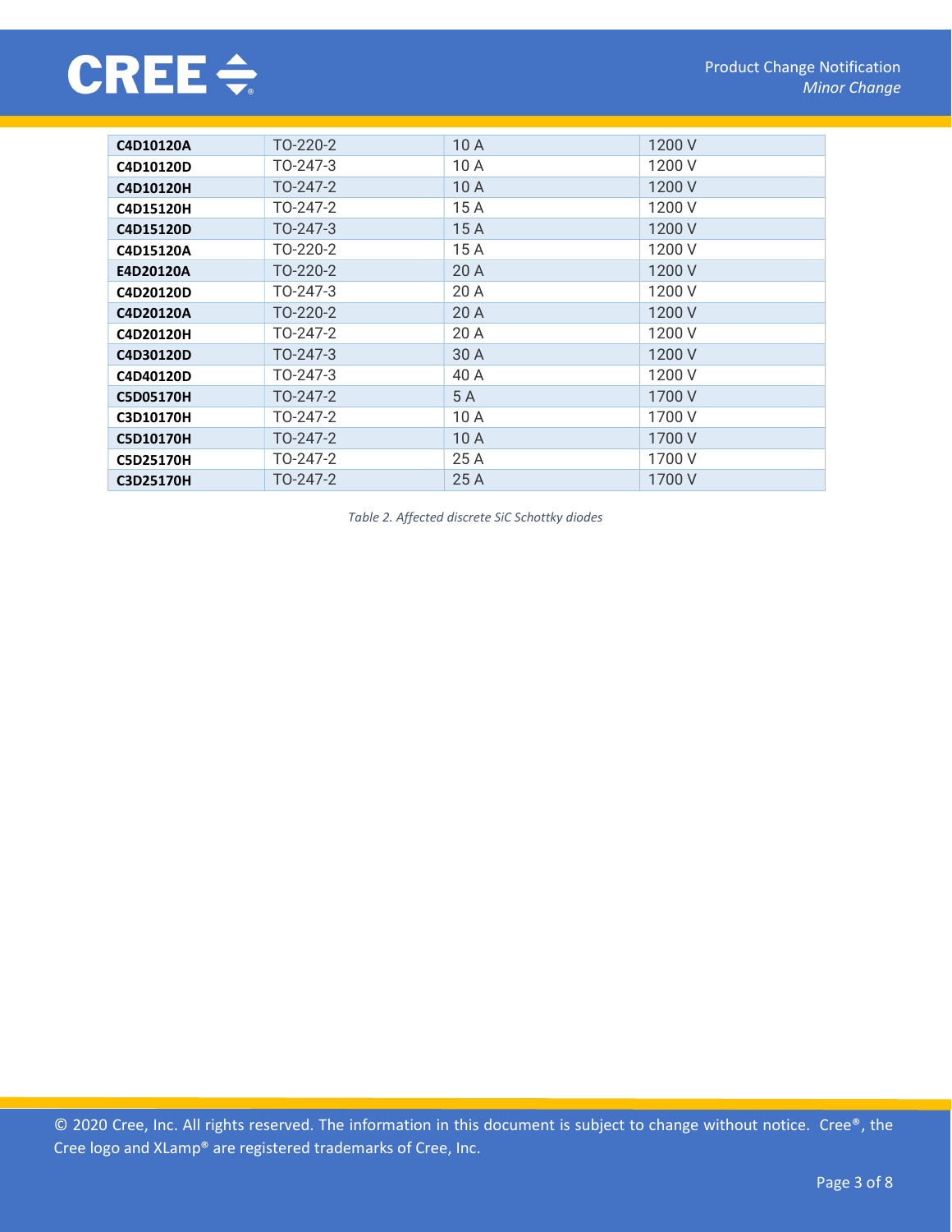| | | | |
|---|---|---|---|
| **C4D10120A** | TO-220-2 | 10 A | 1200 V |
| **C4D10120D** | TO-247-3 | 10 A | 1200 V |
| **C4D10120H** | TO-247-2 | 10 A | 1200 V |
| **C4D15120H** | TO-247-2 | 15 A | 1200 V |
| **C4D15120D** | TO-247-3 | 15 A | 1200 V |
| **C4D15120A** | TO-220-2 | 15 A | 1200 V |
| **E4D20120A** | TO-220-2 | 20 A | 1200 V |
| **C4D20120D** | TO-247-3 | 20 A | 1200 V |
| **C4D20120A** | TO-220-2 | 20 A | 1200 V |
| **C4D20120H** | TO-247-2 | 20 A | 1200 V |
| **C4D30120D** | TO-247-3 | 30 A | 1200 V |
| **C4D40120D** | TO-247-3 | 40 A | 1200 V |
| **C5D05170H** | TO-247-2 | 5 A | 1700 V |
| **C3D10170H** | TO-247-2 | 10 A | 1700 V |
| **C5D10170H** | TO-247-2 | 10 A | 1700 V |
| **C5D25170H** | TO-247-2 | 25 A | 1700 V |
| **C3D25170H** | TO-247-2 | 25 A | 1700 V |

*Table 2. Affected discrete SiC Schottky diodes*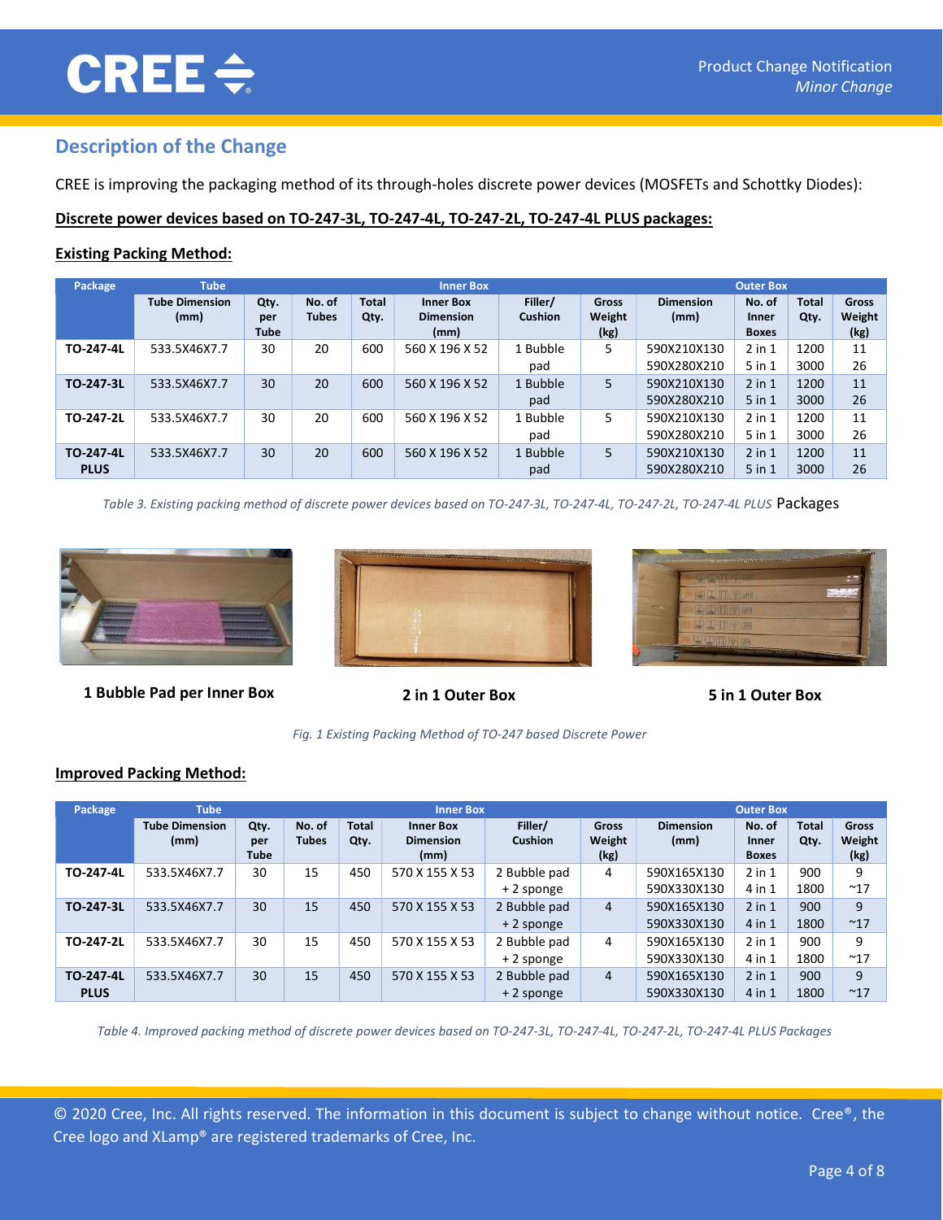## Description of the Change

CREE is improving the packaging method of its through-holes discrete power devices (MOSFETs and Schottky Diodes):

**Discrete power devices based on TO-247-3L, TO-247-4L, TO-247-2L, TO-247-4L PLUS packages:**

**Existing Packing Method:**

| Package | Tube | | | | Inner Box | | | Outer Box | | | |
|---|---|---|---|---|---|---|---|---|---|---|---|
| | Tube Dimension (mm) | Qty. per Tube | No. of Tubes | Total Qty. | Inner Box Dimension (mm) | Filler/ Cushion | Gross Weight (kg) | Dimension (mm) | No. of Inner Boxes | Total Qty. | Gross Weight (kg) |
| **TO-247-4L** | 533.5X46X7.7 | 30 | 20 | 600 | 560 X 196 X 52 | 1 Bubble pad | 5 | 590X210X130<br>590X280X210 | 2 in 1<br>5 in 1 | 1200<br>3000 | 11<br>26 |
| **TO-247-3L** | 533.5X46X7.7 | 30 | 20 | 600 | 560 X 196 X 52 | 1 Bubble pad | 5 | 590X210X130<br>590X280X210 | 2 in 1<br>5 in 1 | 1200<br>3000 | 11<br>26 |
| **TO-247-2L** | 533.5X46X7.7 | 30 | 20 | 600 | 560 X 196 X 52 | 1 Bubble pad | 5 | 590X210X130<br>590X280X210 | 2 in 1<br>5 in 1 | 1200<br>3000 | 11<br>26 |
| **TO-247-4L PLUS** | 533.5X46X7.7 | 30 | 20 | 600 | 560 X 196 X 52 | 1 Bubble pad | 5 | 590X210X130<br>590X280X210 | 2 in 1<br>5 in 1 | 1200<br>3000 | 11<br>26 |

*Table 3. Existing packing method of discrete power devices based on TO-247-3L, TO-247-4L, TO-247-2L, TO-247-4L PLUS* Packages

**1 Bubble Pad per Inner Box**

**2 in 1 Outer Box**

**5 in 1 Outer Box**

*Fig. 1 Existing Packing Method of TO-247 based Discrete Power*

**Improved Packing Method:**

| Package | Tube | | | | Inner Box | | | Outer Box | | | |
|---|---|---|---|---|---|---|---|---|---|---|---|
| | Tube Dimension (mm) | Qty. per Tube | No. of Tubes | Total Qty. | Inner Box Dimension (mm) | Filler/ Cushion | Gross Weight (kg) | Dimension (mm) | No. of Inner Boxes | Total Qty. | Gross Weight (kg) |
| **TO-247-4L** | 533.5X46X7.7 | 30 | 15 | 450 | 570 X 155 X 53 | 2 Bubble pad + 2 sponge | 4 | 590X165X130<br>590X330X130 | 2 in 1<br>4 in 1 | 900<br>1800 | 9<br>~17 |
| **TO-247-3L** | 533.5X46X7.7 | 30 | 15 | 450 | 570 X 155 X 53 | 2 Bubble pad + 2 sponge | 4 | 590X165X130<br>590X330X130 | 2 in 1<br>4 in 1 | 900<br>1800 | 9<br>~17 |
| **TO-247-2L** | 533.5X46X7.7 | 30 | 15 | 450 | 570 X 155 X 53 | 2 Bubble pad + 2 sponge | 4 | 590X165X130<br>590X330X130 | 2 in 1<br>4 in 1 | 900<br>1800 | 9<br>~17 |
| **TO-247-4L PLUS** | 533.5X46X7.7 | 30 | 15 | 450 | 570 X 155 X 53 | 2 Bubble pad + 2 sponge | 4 | 590X165X130<br>590X330X130 | 2 in 1<br>4 in 1 | 900<br>1800 | 9<br>~17 |

*Table 4. Improved packing method of discrete power devices based on TO-247-3L, TO-247-4L, TO-247-2L, TO-247-4L PLUS Packages*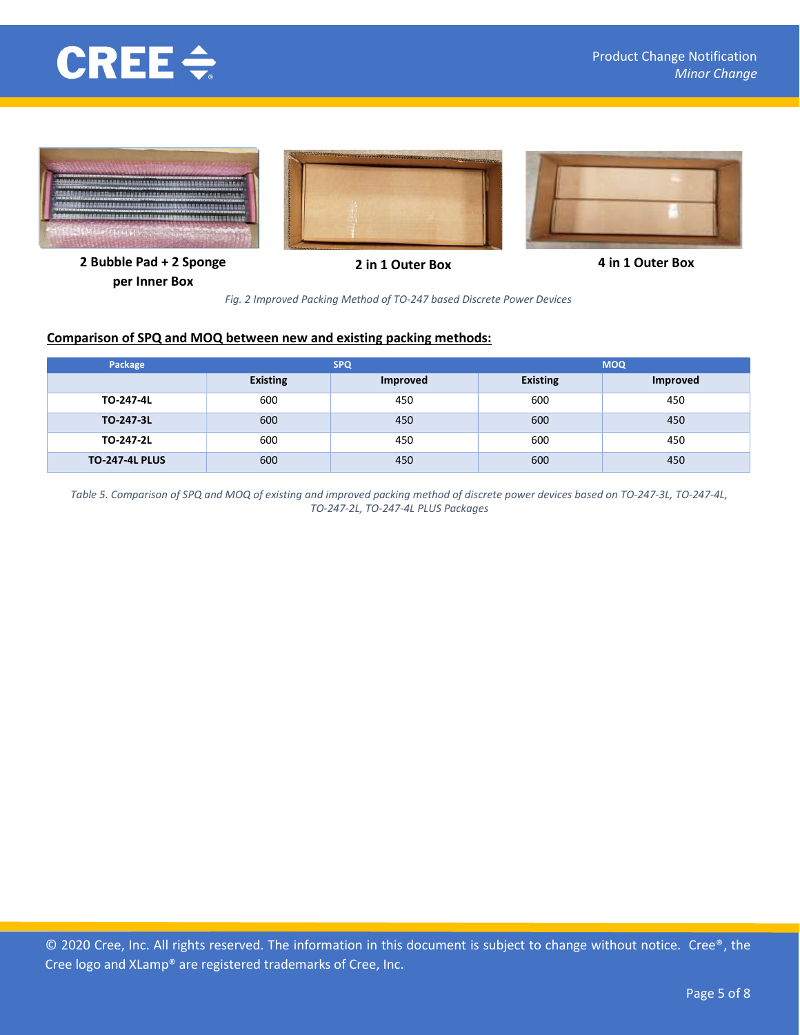2 Bubble Pad + 2 Sponge per Inner Box

2 in 1 Outer Box

4 in 1 Outer Box

*Fig. 2 Improved Packing Method of TO-247 based Discrete Power Devices*

**Comparison of SPQ and MOQ between new and existing packing methods:**

| Package | SPQ | | MOQ | |
|---|---|---|---|---|
| | **Existing** | **Improved** | **Existing** | **Improved** |
| **TO-247-4L** | 600 | 450 | 600 | 450 |
| **TO-247-3L** | 600 | 450 | 600 | 450 |
| **TO-247-2L** | 600 | 450 | 600 | 450 |
| **TO-247-4L PLUS** | 600 | 450 | 600 | 450 |

*Table 5. Comparison of SPQ and MOQ of existing and improved packing method of discrete power devices based on TO-247-3L, TO-247-4L, TO-247-2L, TO-247-4L PLUS Packages*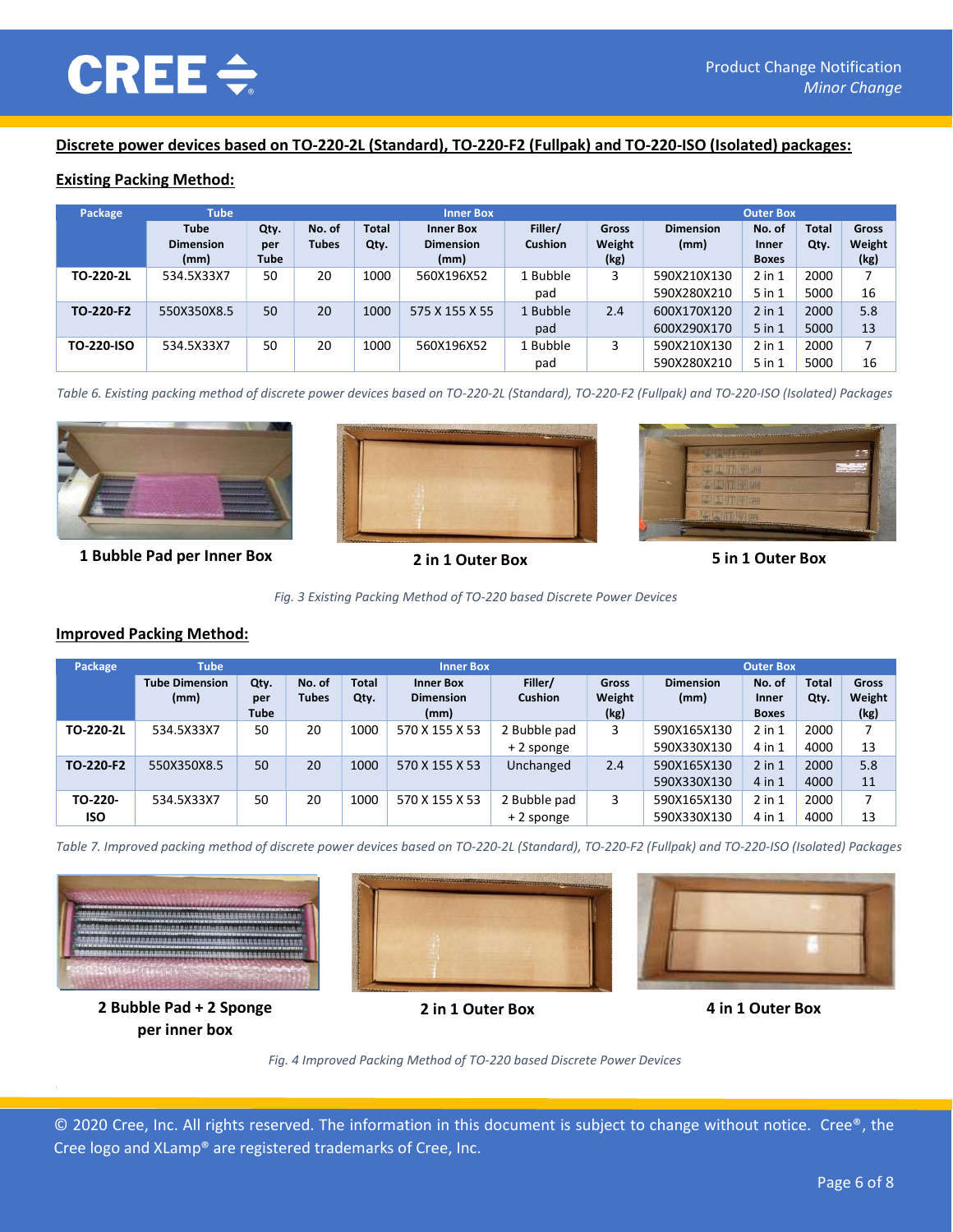**Discrete power devices based on TO-220-2L (Standard), TO-220-F2 (Fullpak) and TO-220-ISO (Isolated) packages:**

**Existing Packing Method:**

| Package | Tube | | Inner Box | | | | | Outer Box | | | |
|---|---|---|---|---|---|---|---|---|---|---|---|
| | Tube Dimension (mm) | Qty. per Tube | No. of Tubes | Total Qty. | Inner Box Dimension (mm) | Filler/ Cushion | Gross Weight (kg) | Dimension (mm) | No. of Inner Boxes | Total Qty. | Gross Weight (kg) |
| **TO-220-2L** | 534.5X33X7 | 50 | 20 | 1000 | 560X196X52 | 1 Bubble pad | 3 | 590X210X130<br>590X280X210 | 2 in 1<br>5 in 1 | 2000<br>5000 | 7<br>16 |
| **TO-220-F2** | 550X350X8.5 | 50 | 20 | 1000 | 575 X 155 X 55 | 1 Bubble pad | 2.4 | 600X170X120<br>600X290X170 | 2 in 1<br>5 in 1 | 2000<br>5000 | 5.8<br>13 |
| **TO-220-ISO** | 534.5X33X7 | 50 | 20 | 1000 | 560X196X52 | 1 Bubble pad | 3 | 590X210X130<br>590X280X210 | 2 in 1<br>5 in 1 | 2000<br>5000 | 7<br>16 |

*Table 6. Existing packing method of discrete power devices based on TO-220-2L (Standard), TO-220-F2 (Fullpak) and TO-220-ISO (Isolated) Packages*

**1 Bubble Pad per Inner Box**

**2 in 1 Outer Box**

**5 in 1 Outer Box**

*Fig. 3 Existing Packing Method of TO-220 based Discrete Power Devices*

**Improved Packing Method:**

| Package | Tube | | Inner Box | | | | | Outer Box | | | |
|---|---|---|---|---|---|---|---|---|---|---|---|
| | Tube Dimension (mm) | Qty. per Tube | No. of Tubes | Total Qty. | Inner Box Dimension (mm) | Filler/ Cushion | Gross Weight (kg) | Dimension (mm) | No. of Inner Boxes | Total Qty. | Gross Weight (kg) |
| **TO-220-2L** | 534.5X33X7 | 50 | 20 | 1000 | 570 X 155 X 53 | 2 Bubble pad + 2 sponge | 3 | 590X165X130<br>590X330X130 | 2 in 1<br>4 in 1 | 2000<br>4000 | 7<br>13 |
| **TO-220-F2** | 550X350X8.5 | 50 | 20 | 1000 | 570 X 155 X 53 | Unchanged | 2.4 | 590X165X130<br>590X330X130 | 2 in 1<br>4 in 1 | 2000<br>4000 | 5.8<br>11 |
| **TO-220-ISO** | 534.5X33X7 | 50 | 20 | 1000 | 570 X 155 X 53 | 2 Bubble pad + 2 sponge | 3 | 590X165X130<br>590X330X130 | 2 in 1<br>4 in 1 | 2000<br>4000 | 7<br>13 |

*Table 7. Improved packing method of discrete power devices based on TO-220-2L (Standard), TO-220-F2 (Fullpak) and TO-220-ISO (Isolated) Packages*

**2 Bubble Pad + 2 Sponge per inner box**

**2 in 1 Outer Box**

**4 in 1 Outer Box**

*Fig. 4 Improved Packing Method of TO-220 based Discrete Power Devices*

© 2020 Cree, Inc. All rights reserved. The information in this document is subject to change without notice. Cree®, the Cree logo and XLamp® are registered trademarks of Cree, Inc.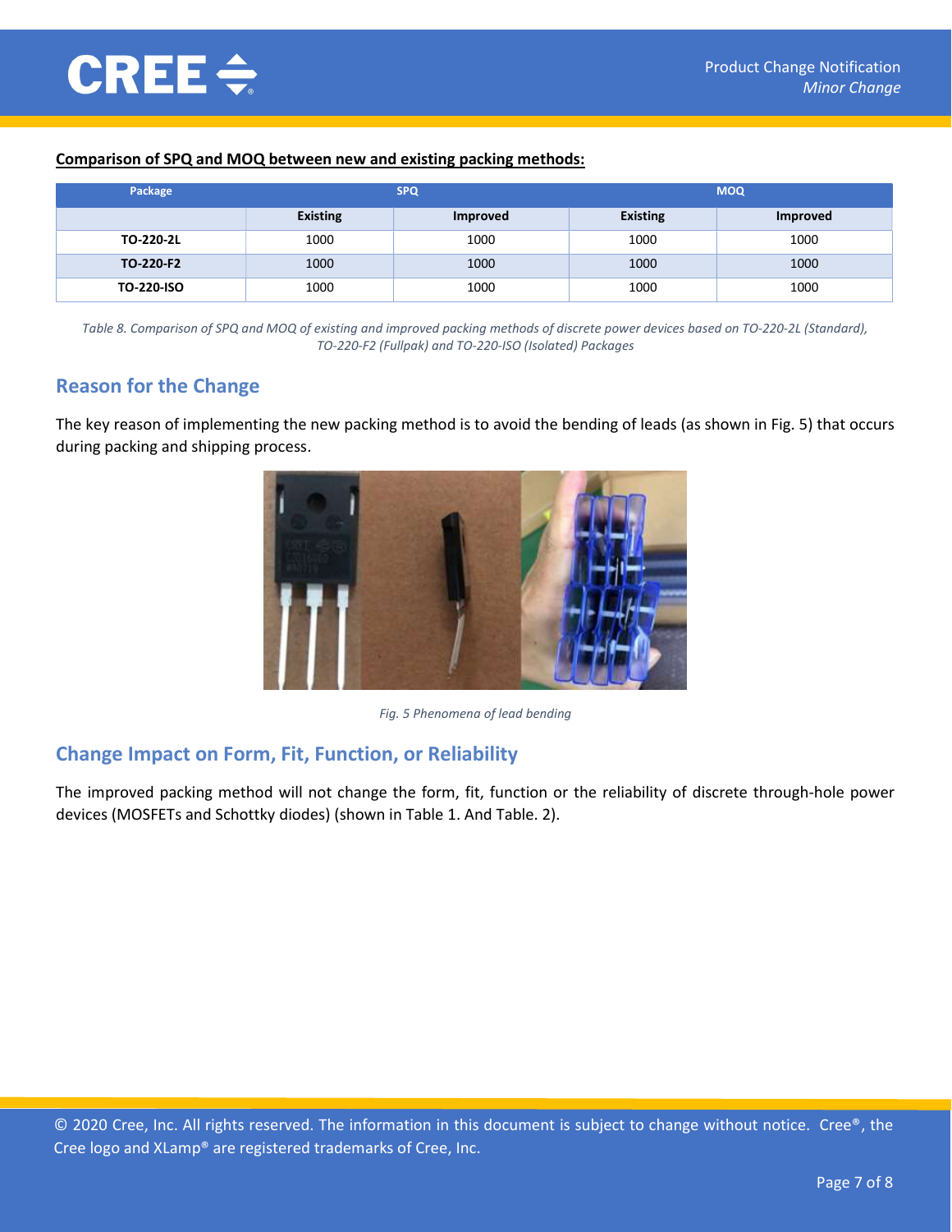**Comparison of SPQ and MOQ between new and existing packing methods:**

| Package | SPQ | | MOQ | |
|---|---|---|---|---|
| | Existing | Improved | Existing | Improved |
| TO-220-2L | 1000 | 1000 | 1000 | 1000 |
| TO-220-F2 | 1000 | 1000 | 1000 | 1000 |
| TO-220-ISO | 1000 | 1000 | 1000 | 1000 |

*Table 8. Comparison of SPQ and MOQ of existing and improved packing methods of discrete power devices based on TO-220-2L (Standard), TO-220-F2 (Fullpak) and TO-220-ISO (Isolated) Packages*

## Reason for the Change

The key reason of implementing the new packing method is to avoid the bending of leads (as shown in Fig. 5) that occurs during packing and shipping process.

*Fig. 5 Phenomena of lead bending*

## Change Impact on Form, Fit, Function, or Reliability

The improved packing method will not change the form, fit, function or the reliability of discrete through-hole power devices (MOSFETs and Schottky diodes) (shown in Table 1. And Table. 2).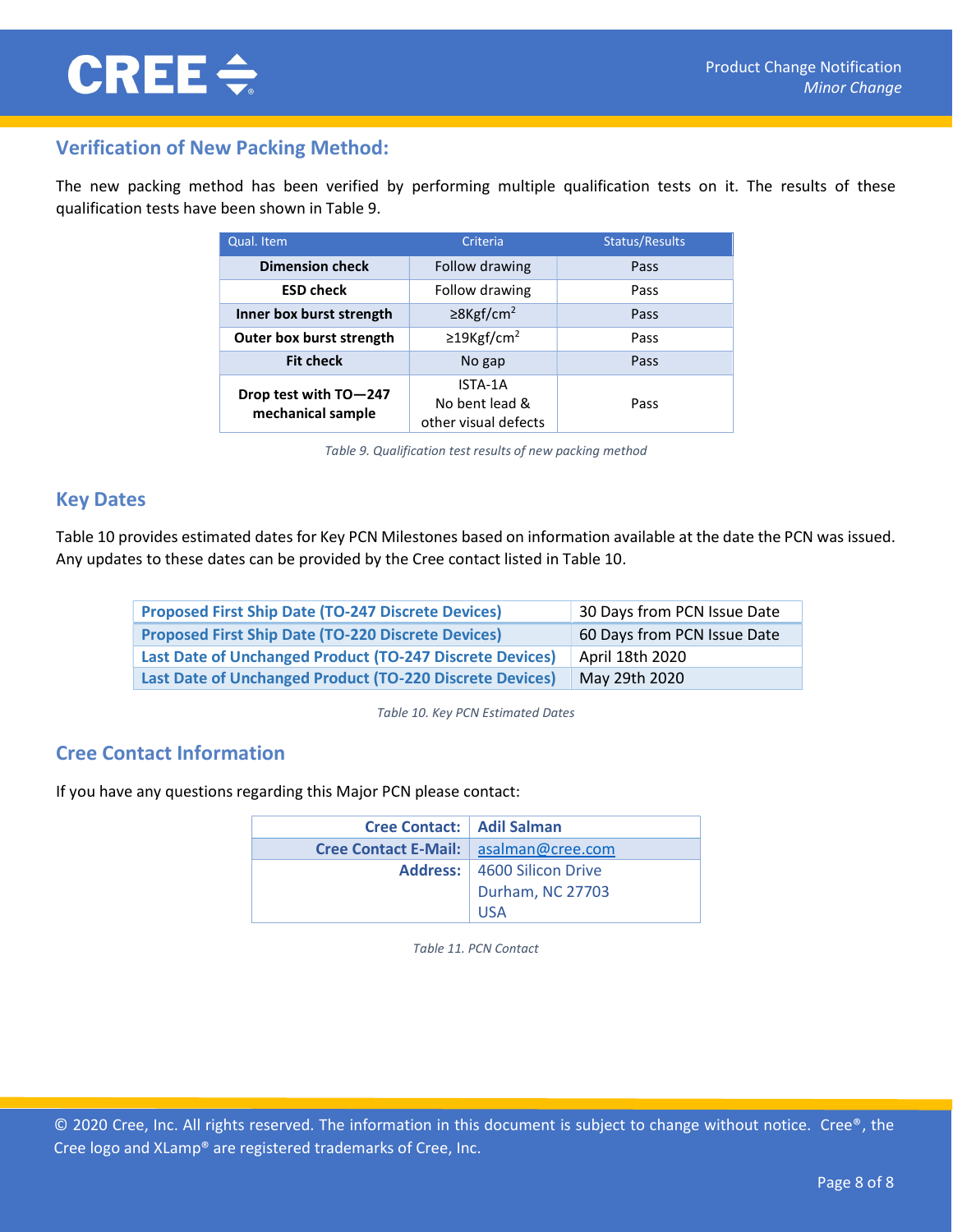## Verification of New Packing Method:

The new packing method has been verified by performing multiple qualification tests on it. The results of these qualification tests have been shown in Table 9.

| Qual. Item | Criteria | Status/Results |
|---|---|---|
| **Dimension check** | Follow drawing | Pass |
| **ESD check** | Follow drawing | Pass |
| **Inner box burst strength** | ≥8Kgf/cm$^2$ | Pass |
| **Outer box burst strength** | ≥19Kgf/cm$^2$ | Pass |
| **Fit check** | No gap | Pass |
| **Drop test with TO—247 mechanical sample** | ISTA-1A No bent lead & other visual defects | Pass |

*Table 9. Qualification test results of new packing method*

## Key Dates

Table 10 provides estimated dates for Key PCN Milestones based on information available at the date the PCN was issued. Any updates to these dates can be provided by the Cree contact listed in Table 10.

| | |
|---|---|
| **Proposed First Ship Date (TO-247 Discrete Devices)** | 30 Days from PCN Issue Date |
| **Proposed First Ship Date (TO-220 Discrete Devices)** | 60 Days from PCN Issue Date |
| **Last Date of Unchanged Product (TO-247 Discrete Devices)** | April 18th 2020 |
| **Last Date of Unchanged Product (TO-220 Discrete Devices)** | May 29th 2020 |

*Table 10. Key PCN Estimated Dates*

## Cree Contact Information

If you have any questions regarding this Major PCN please contact:

| | |
|---|---|
| **Cree Contact:** | **Adil Salman** |
| **Cree Contact E-Mail:** | asalman@cree.com |
| **Address:** | 4600 Silicon Drive<br>Durham, NC 27703<br>USA |

*Table 11. PCN Contact*

© 2020 Cree, Inc. All rights reserved. The information in this document is subject to change without notice. Cree®, the Cree logo and XLamp® are registered trademarks of Cree, Inc.